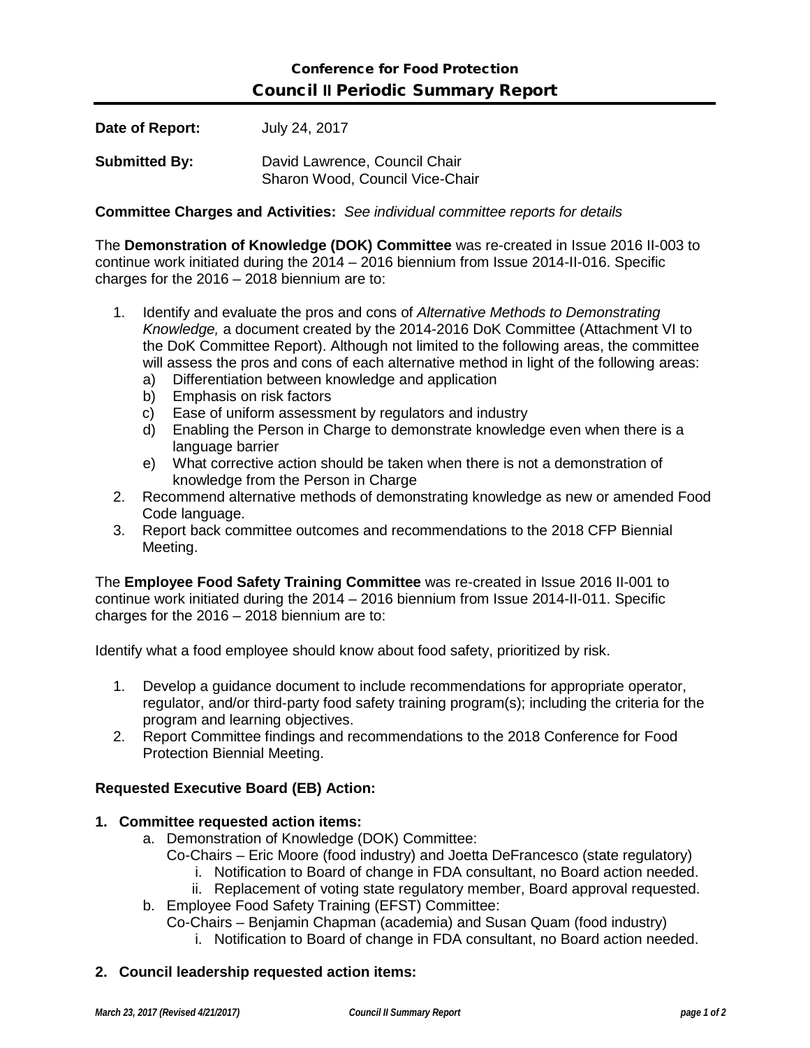# Conference for Food Protection
## Council II Periodic Summary Report

**Date of Report:** July 24, 2017

**Submitted By:** David Lawrence, Council Chair
Sharon Wood, Council Vice-Chair

**Committee Charges and Activities:** *See individual committee reports for details*

The **Demonstration of Knowledge (DOK) Committee** was re-created in Issue 2016 II-003 to continue work initiated during the 2014 – 2016 biennium from Issue 2014-II-016. Specific charges for the 2016 – 2018 biennium are to:

1. Identify and evaluate the pros and cons of *Alternative Methods to Demonstrating Knowledge,* a document created by the 2014-2016 DoK Committee (Attachment VI to the DoK Committee Report). Although not limited to the following areas, the committee will assess the pros and cons of each alternative method in light of the following areas:
   a) Differentiation between knowledge and application
   b) Emphasis on risk factors
   c) Ease of uniform assessment by regulators and industry
   d) Enabling the Person in Charge to demonstrate knowledge even when there is a language barrier
   e) What corrective action should be taken when there is not a demonstration of knowledge from the Person in Charge
2. Recommend alternative methods of demonstrating knowledge as new or amended Food Code language.
3. Report back committee outcomes and recommendations to the 2018 CFP Biennial Meeting.

The **Employee Food Safety Training Committee** was re-created in Issue 2016 II-001 to continue work initiated during the 2014 – 2016 biennium from Issue 2014-II-011. Specific charges for the 2016 – 2018 biennium are to:

Identify what a food employee should know about food safety, prioritized by risk.

1. Develop a guidance document to include recommendations for appropriate operator, regulator, and/or third-party food safety training program(s); including the criteria for the program and learning objectives.
2. Report Committee findings and recommendations to the 2018 Conference for Food Protection Biennial Meeting.

**Requested Executive Board (EB) Action:**

**1. Committee requested action items:**

   a. Demonstration of Knowledge (DOK) Committee:
      Co-Chairs – Eric Moore (food industry) and Joetta DeFrancesco (state regulatory)
      i. Notification to Board of change in FDA consultant, no Board action needed.
      ii. Replacement of voting state regulatory member, Board approval requested.

   b. Employee Food Safety Training (EFST) Committee:
      Co-Chairs – Benjamin Chapman (academia) and Susan Quam (food industry)
      i. Notification to Board of change in FDA consultant, no Board action needed.

**2. Council leadership requested action items:**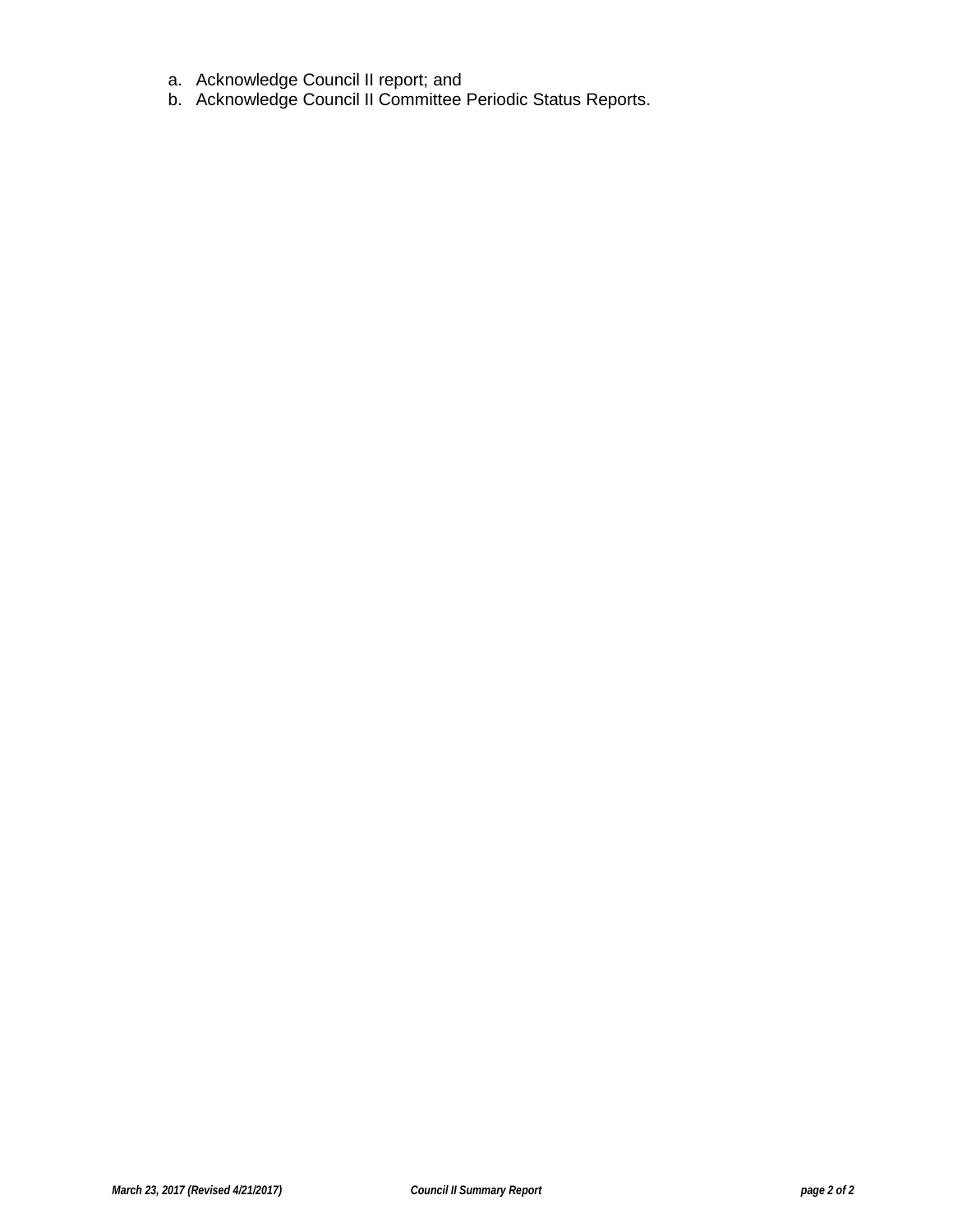a. Acknowledge Council II report; and
b. Acknowledge Council II Committee Periodic Status Reports.